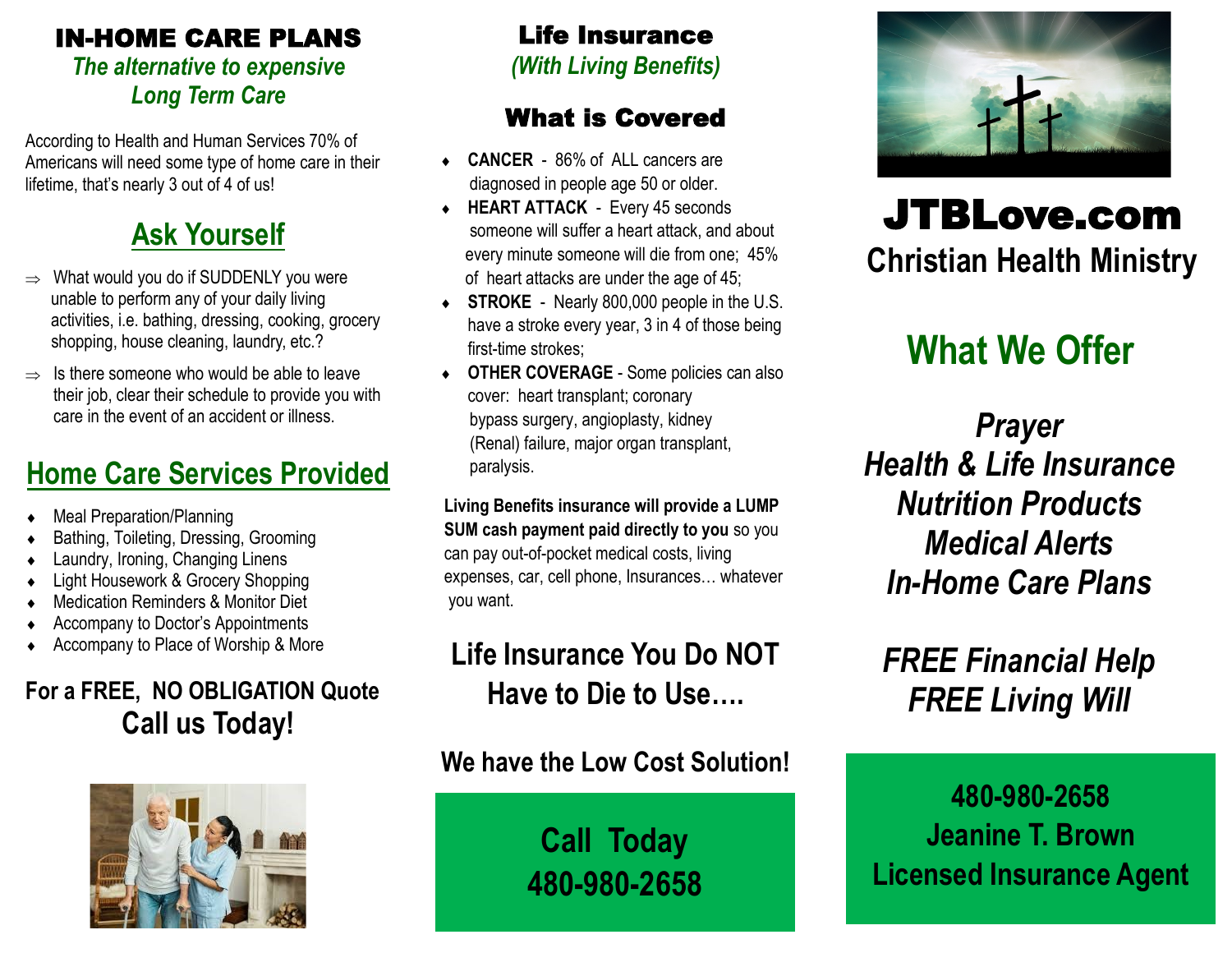# IN-HOME CARE PLANS

***The alternative to expensive Long Term Care***

According to Health and Human Services 70% of Americans will need some type of home care in their lifetime, that's nearly 3 out of 4 of us!

## Ask Yourself

- ⇒ What would you do if SUDDENLY you were unable to perform any of your daily living activities, i.e. bathing, dressing, cooking, grocery shopping, house cleaning, laundry, etc.?
- ⇒ Is there someone who would be able to leave their job, clear their schedule to provide you with care in the event of an accident or illness.

## Home Care Services Provided

- Meal Preparation/Planning
- Bathing, Toileting, Dressing, Grooming
- Laundry, Ironing, Changing Linens
- Light Housework & Grocery Shopping
- Medication Reminders & Monitor Diet
- Accompany to Doctor's Appointments
- Accompany to Place of Worship & More

**For a FREE, NO OBLIGATION Quote**

**Call us Today!**

# Life Insurance

***(With Living Benefits)***

## What is Covered

- **CANCER** - 86% of ALL cancers are diagnosed in people age 50 or older.
- **HEART ATTACK** - Every 45 seconds someone will suffer a heart attack, and about every minute someone will die from one; 45% of heart attacks are under the age of 45;
- **STROKE** - Nearly 800,000 people in the U.S. have a stroke every year, 3 in 4 of those being first-time strokes;
- **OTHER COVERAGE** - Some policies can also cover: heart transplant; coronary bypass surgery, angioplasty, kidney (Renal) failure, major organ transplant, paralysis.

**Living Benefits insurance will provide a LUMP SUM cash payment paid directly to you** so you can pay out-of-pocket medical costs, living expenses, car, cell phone, Insurances… whatever you want.

**Life Insurance You Do NOT Have to Die to Use….**

**We have the Low Cost Solution!**

**Call Today**
**480-980-2658**

# JTBLove.com

**Christian Health Ministry**

## What We Offer

***Prayer***
***Health & Life Insurance***
***Nutrition Products***
***Medical Alerts***
***In-Home Care Plans***

***FREE Financial Help***
***FREE Living Will***

**480-980-2658**
**Jeanine T. Brown**
**Licensed Insurance Agent**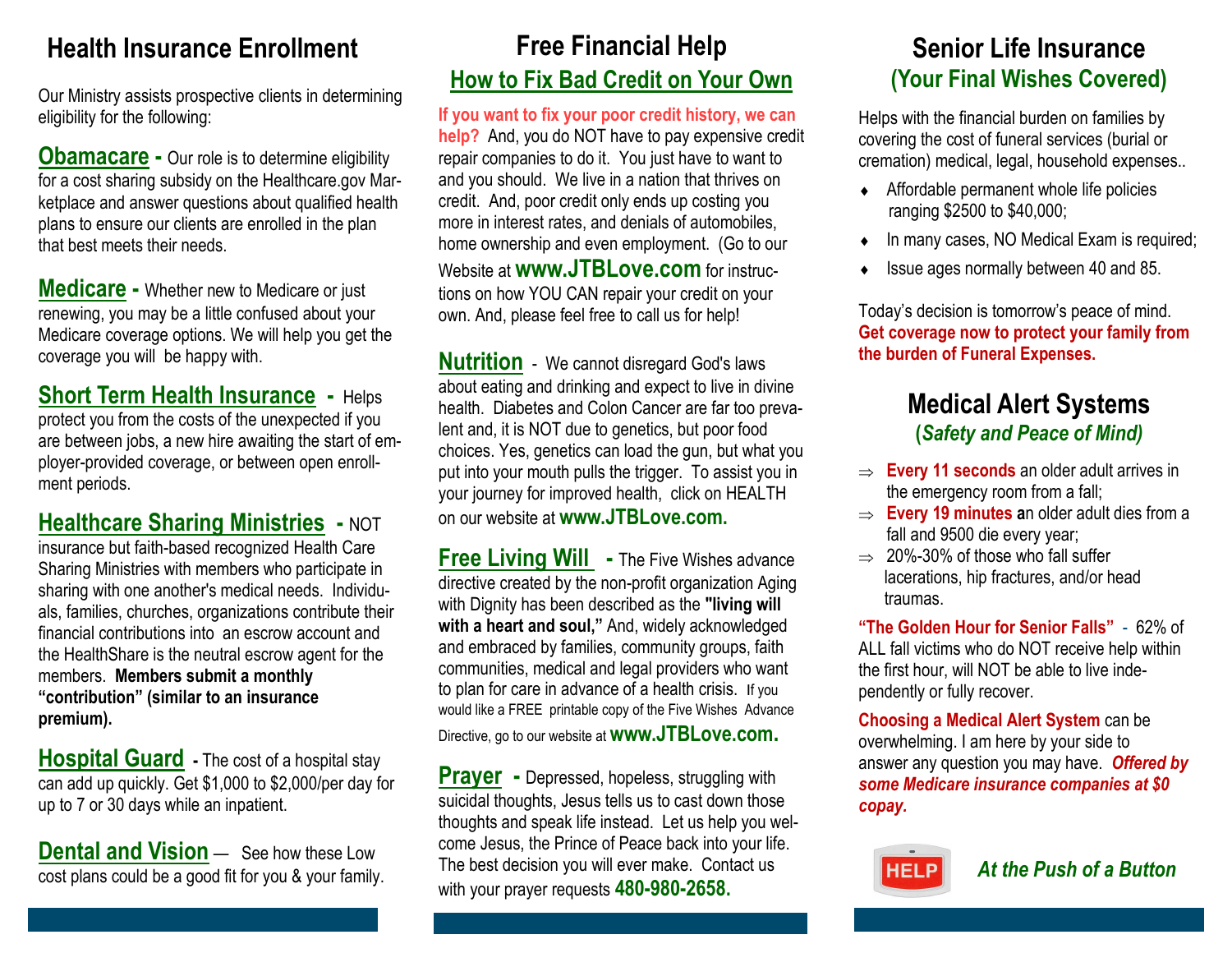## Health Insurance Enrollment

Our Ministry assists prospective clients in determining eligibility for the following:

**Obamacare** - Our role is to determine eligibility for a cost sharing subsidy on the Healthcare.gov Marketplace and answer questions about qualified health plans to ensure our clients are enrolled in the plan that best meets their needs.

**Medicare** - Whether new to Medicare or just renewing, you may be a little confused about your Medicare coverage options. We will help you get the coverage you will be happy with.

**Short Term Health Insurance** - Helps protect you from the costs of the unexpected if you are between jobs, a new hire awaiting the start of employer-provided coverage, or between open enrollment periods.

**Healthcare Sharing Ministries** - NOT insurance but faith-based recognized Health Care Sharing Ministries with members who participate in sharing with one another's medical needs. Individuals, families, churches, organizations contribute their financial contributions into an escrow account and the HealthShare is the neutral escrow agent for the members. **Members submit a monthly "contribution" (similar to an insurance premium).**

**Hospital Guard** - The cost of a hospital stay can add up quickly. Get $1,000 to $2,000/per day for up to 7 or 30 days while an inpatient.

**Dental and Vision** — See how these Low cost plans could be a good fit for you & your family.

## Free Financial Help

### How to Fix Bad Credit on Your Own

**If you want to fix your poor credit history, we can help?** And, you do NOT have to pay expensive credit repair companies to do it. You just have to want to and you should. We live in a nation that thrives on credit. And, poor credit only ends up costing you more in interest rates, and denials of automobiles, home ownership and even employment. (Go to our Website at **www.JTBLove.com** for instructions on how YOU CAN repair your credit on your own. And, please feel free to call us for help!

**Nutrition** - We cannot disregard God's laws about eating and drinking and expect to live in divine health. Diabetes and Colon Cancer are far too prevalent and, it is NOT due to genetics, but poor food choices. Yes, genetics can load the gun, but what you put into your mouth pulls the trigger. To assist you in your journey for improved health, click on HEALTH on our website at **www.JTBLove.com.**

**Free Living Will** - The Five Wishes advance directive created by the non-profit organization Aging with Dignity has been described as the **"living will with a heart and soul,"** And, widely acknowledged and embraced by families, community groups, faith communities, medical and legal providers who want to plan for care in advance of a health crisis. If you would like a FREE printable copy of the Five Wishes Advance Directive, go to our website at **www.JTBLove.com.**

**Prayer** - Depressed, hopeless, struggling with suicidal thoughts, Jesus tells us to cast down those thoughts and speak life instead. Let us help you welcome Jesus, the Prince of Peace back into your life. The best decision you will ever make. Contact us with your prayer requests **480-980-2658.**

## Senior Life Insurance

### (Your Final Wishes Covered)

Helps with the financial burden on families by covering the cost of funeral services (burial or cremation) medical, legal, household expenses..

- Affordable permanent whole life policies ranging $2500 to $40,000;
- In many cases, NO Medical Exam is required;
- Issue ages normally between 40 and 85.

Today's decision is tomorrow's peace of mind. **Get coverage now to protect your family from the burden of Funeral Expenses.**

## Medical Alert Systems

### (*Safety and Peace of Mind*)

- ⇒ **Every 11 seconds** an older adult arrives in the emergency room from a fall;
- ⇒ **Every 19 minutes** an older adult dies from a fall and 9500 die every year;
- ⇒ 20%-30% of those who fall suffer lacerations, hip fractures, and/or head traumas.

**"The Golden Hour for Senior Falls"** - 62% of ALL fall victims who do NOT receive help within the first hour, will NOT be able to live independently or fully recover.

**Choosing a Medical Alert System** can be overwhelming. I am here by your side to answer any question you may have. ***Offered by some Medicare insurance companies at $0 copay.***

HELP

***At the Push of a Button***